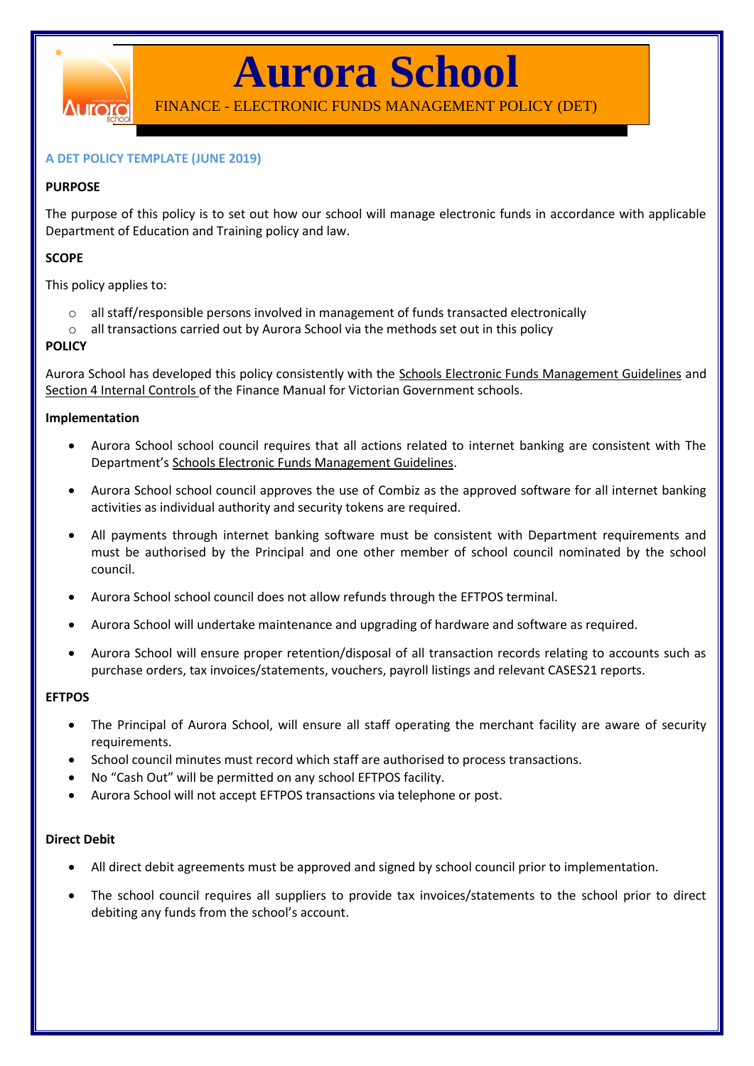# Aurora School

FINANCE - ELECTRONIC FUNDS MANAGEMENT POLICY (DET)

**A DET POLICY TEMPLATE (JUNE 2019)**

**PURPOSE**

The purpose of this policy is to set out how our school will manage electronic funds in accordance with applicable Department of Education and Training policy and law.

**SCOPE**

This policy applies to:

- all staff/responsible persons involved in management of funds transacted electronically
- all transactions carried out by Aurora School via the methods set out in this policy

**POLICY**

Aurora School has developed this policy consistently with the Schools Electronic Funds Management Guidelines and Section 4 Internal Controls of the Finance Manual for Victorian Government schools.

**Implementation**

- Aurora School school council requires that all actions related to internet banking are consistent with The Department's Schools Electronic Funds Management Guidelines.
- Aurora School school council approves the use of Combiz as the approved software for all internet banking activities as individual authority and security tokens are required.
- All payments through internet banking software must be consistent with Department requirements and must be authorised by the Principal and one other member of school council nominated by the school council.
- Aurora School school council does not allow refunds through the EFTPOS terminal.
- Aurora School will undertake maintenance and upgrading of hardware and software as required.
- Aurora School will ensure proper retention/disposal of all transaction records relating to accounts such as purchase orders, tax invoices/statements, vouchers, payroll listings and relevant CASES21 reports.

**EFTPOS**

- The Principal of Aurora School, will ensure all staff operating the merchant facility are aware of security requirements.
- School council minutes must record which staff are authorised to process transactions.
- No "Cash Out" will be permitted on any school EFTPOS facility.
- Aurora School will not accept EFTPOS transactions via telephone or post.

**Direct Debit**

- All direct debit agreements must be approved and signed by school council prior to implementation.
- The school council requires all suppliers to provide tax invoices/statements to the school prior to direct debiting any funds from the school's account.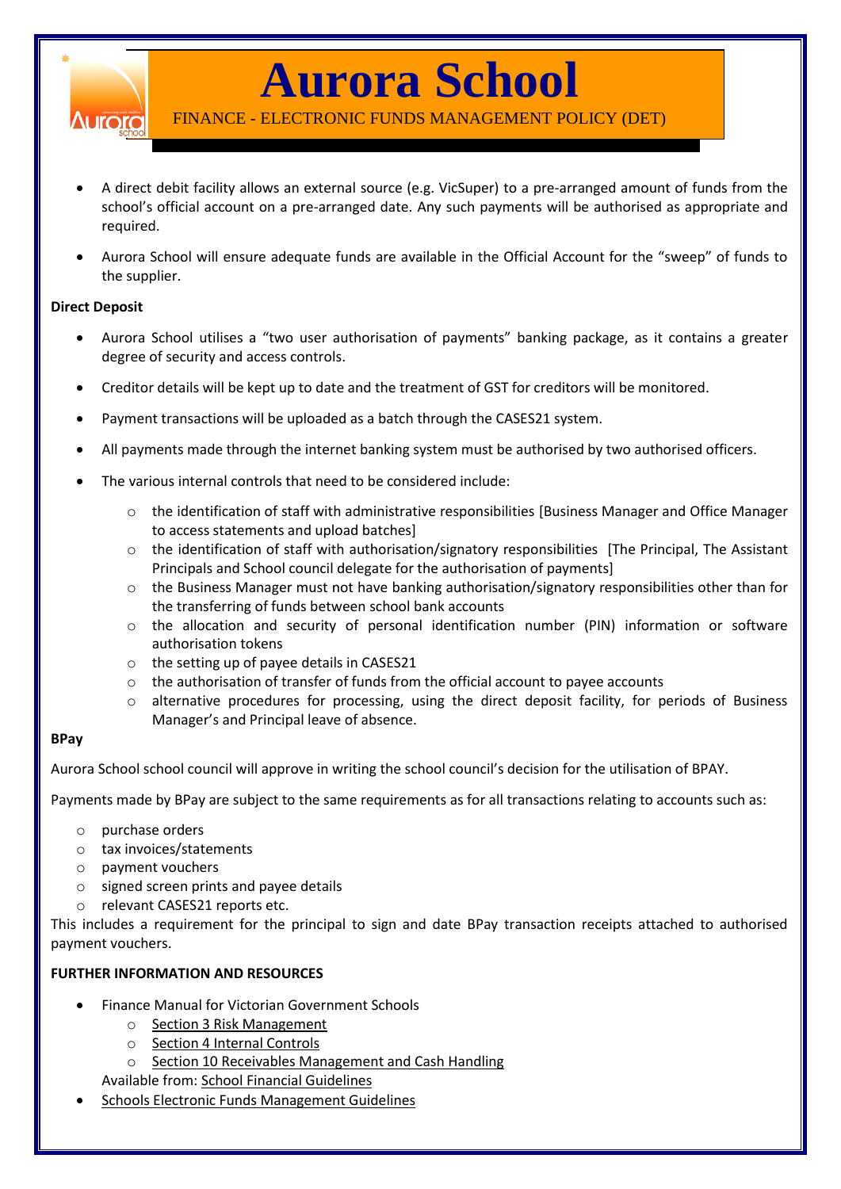- A direct debit facility allows an external source (e.g. VicSuper) to a pre-arranged amount of funds from the school's official account on a pre-arranged date. Any such payments will be authorised as appropriate and required.
- Aurora School will ensure adequate funds are available in the Official Account for the "sweep" of funds to the supplier.

**Direct Deposit**

- Aurora School utilises a "two user authorisation of payments" banking package, as it contains a greater degree of security and access controls.
- Creditor details will be kept up to date and the treatment of GST for creditors will be monitored.
- Payment transactions will be uploaded as a batch through the CASES21 system.
- All payments made through the internet banking system must be authorised by two authorised officers.
- The various internal controls that need to be considered include:
    - the identification of staff with administrative responsibilities [Business Manager and Office Manager to access statements and upload batches]
    - the identification of staff with authorisation/signatory responsibilities [The Principal, The Assistant Principals and School council delegate for the authorisation of payments]
    - the Business Manager must not have banking authorisation/signatory responsibilities other than for the transferring of funds between school bank accounts
    - the allocation and security of personal identification number (PIN) information or software authorisation tokens
    - the setting up of payee details in CASES21
    - the authorisation of transfer of funds from the official account to payee accounts
    - alternative procedures for processing, using the direct deposit facility, for periods of Business Manager's and Principal leave of absence.

**BPay**

Aurora School school council will approve in writing the school council's decision for the utilisation of BPAY.

Payments made by BPay are subject to the same requirements as for all transactions relating to accounts such as:

- purchase orders
- tax invoices/statements
- payment vouchers
- signed screen prints and payee details
- relevant CASES21 reports etc.

This includes a requirement for the principal to sign and date BPay transaction receipts attached to authorised payment vouchers.

**FURTHER INFORMATION AND RESOURCES**

- Finance Manual for Victorian Government Schools
    - Section 3 Risk Management
    - Section 4 Internal Controls
    - Section 10 Receivables Management and Cash Handling

  Available from: School Financial Guidelines
- Schools Electronic Funds Management Guidelines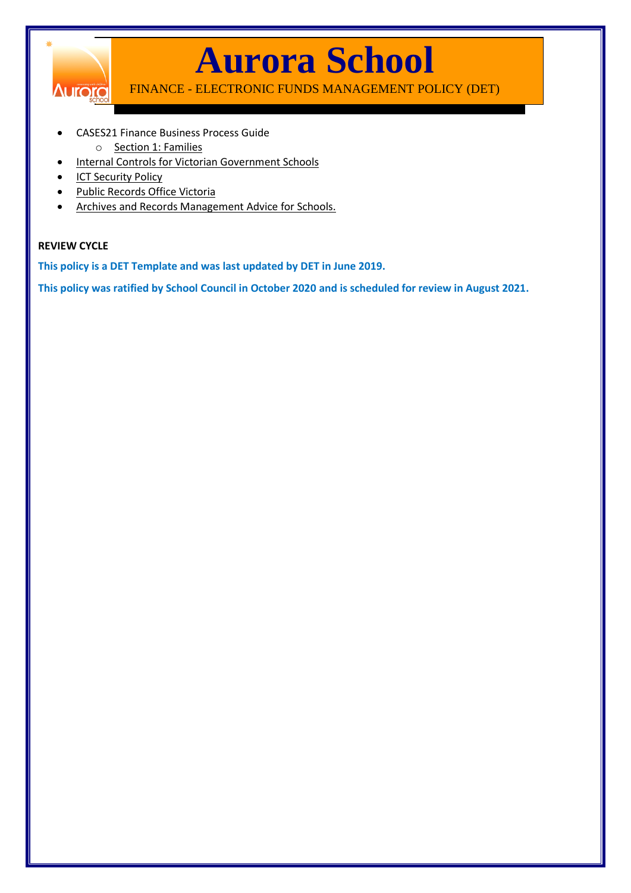- CASES21 Finance Business Process Guide
  - Section 1: Families
- Internal Controls for Victorian Government Schools
- ICT Security Policy
- Public Records Office Victoria
- Archives and Records Management Advice for Schools.

**REVIEW CYCLE**

**This policy is a DET Template and was last updated by DET in June 2019.**

**This policy was ratified by School Council in October 2020 and is scheduled for review in August 2021.**